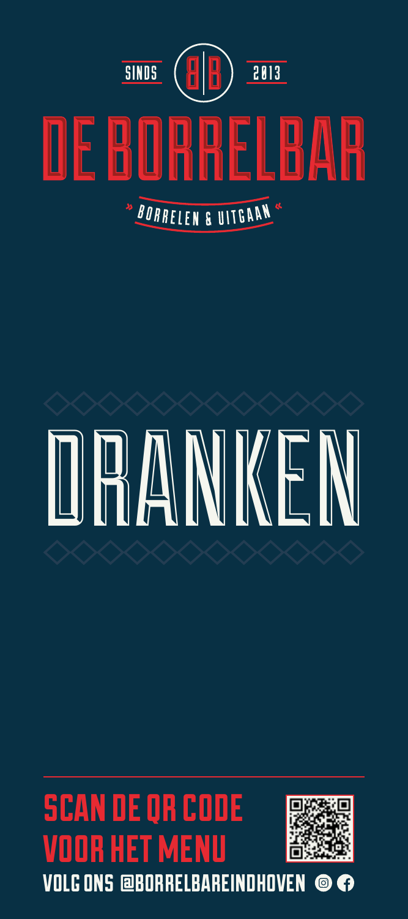SINDS BB 2013

# DE BORRELBAR

» BORRELEN & UITGAAN «

# DRANKEN

## SCAN DE QR CODE VOOR HET MENU

VOLG ONS @BORRELBAREINDHOVEN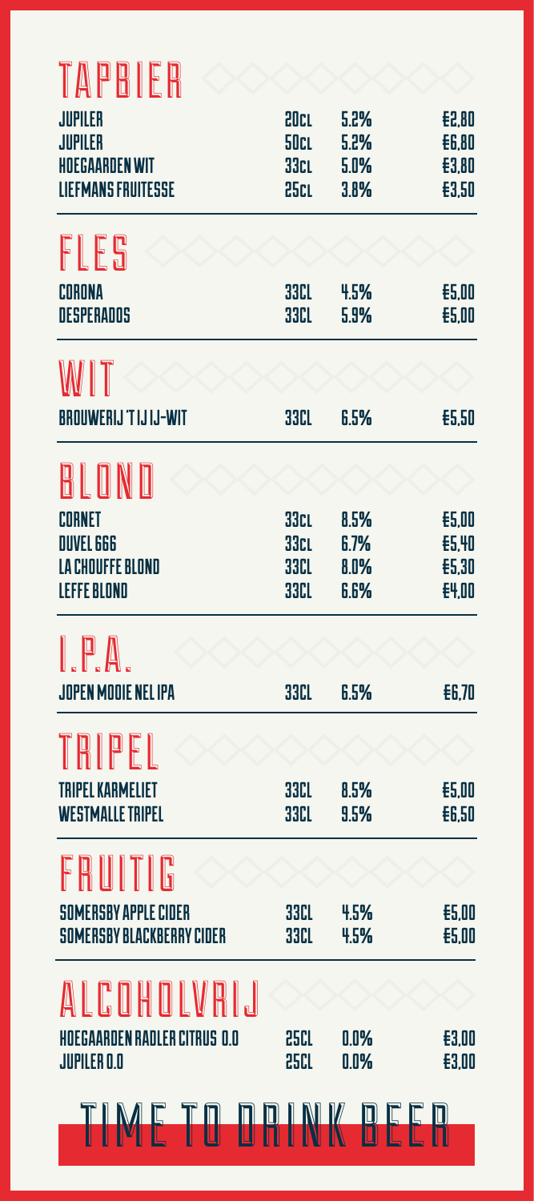## TAPBIER

| | | | |
|---|---|---|---|
| JUPILER | 20CL | 5.2% | €2,80 |
| JUPILER | 50CL | 5.2% | €6,80 |
| HOEGAARDEN WIT | 33CL | 5.0% | €3,80 |
| LIEFMANS FRUITESSE | 25CL | 3.8% | €3,50 |

## FLES

| | | | |
|---|---|---|---|
| CORONA | 33CL | 4.5% | €5,00 |
| DESPERADOS | 33CL | 5.9% | €5,00 |

## WIT

| | | | |
|---|---|---|---|
| BROUWERIJ 'T IJ IJ-WIT | 33CL | 6.5% | €5,50 |

## BLOND

| | | | |
|---|---|---|---|
| CORNET | 33CL | 8.5% | €5,00 |
| DUVEL 666 | 33CL | 6.7% | €5,40 |
| LA CHOUFFE BLOND | 33CL | 8.0% | €5,30 |
| LEFFE BLOND | 33CL | 6.6% | €4,00 |

## I.P.A.

| | | | |
|---|---|---|---|
| JOPEN MOOIE NEL IPA | 33CL | 6.5% | €6,70 |

## TRIPEL

| | | | |
|---|---|---|---|
| TRIPEL KARMELIET | 33CL | 8.5% | €5,00 |
| WESTMALLE TRIPEL | 33CL | 9.5% | €6,50 |

## FRUITIG

| | | | |
|---|---|---|---|
| SOMERSBY APPLE CIDER | 33CL | 4.5% | €5,00 |
| SOMERSBY BLACKBERRY CIDER | 33CL | 4.5% | €5,00 |

## ALCOHOLVRIJ

| | | | |
|---|---|---|---|
| HOEGAARDEN RADLER CITRUS 0.0 | 25CL | 0.0% | €3,00 |
| JUPILER 0.0 | 25CL | 0.0% | €3,00 |

TIME TO DRINK BEER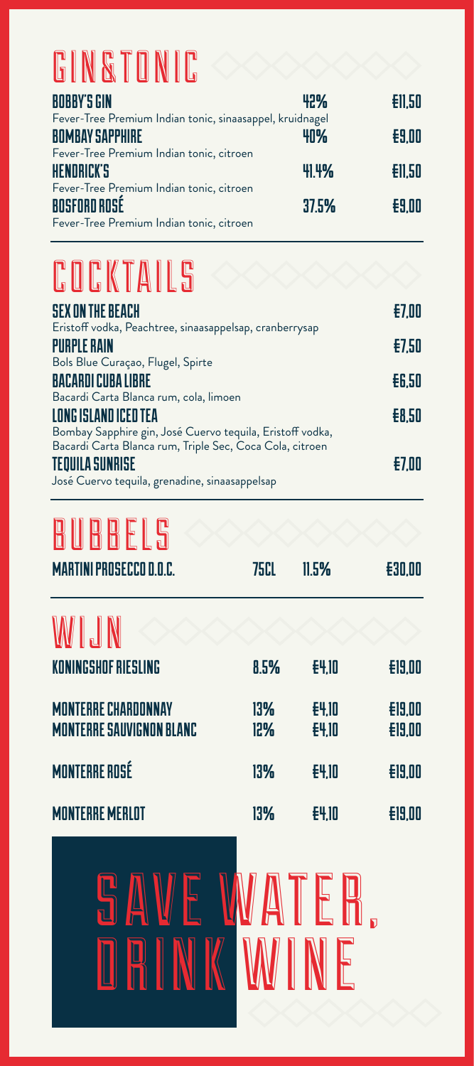# GIN & TONIC

| | | |
|---|---|---|
| **BOBBY'S GIN** | 42% | €11,50 |
| Fever-Tree Premium Indian tonic, sinaasappel, kruidnagel | | |
| **BOMBAY SAPPHIRE** | 40% | €9,00 |
| Fever-Tree Premium Indian tonic, citroen | | |
| **HENDRICK'S** | 41.4% | €11,50 |
| Fever-Tree Premium Indian tonic, citroen | | |
| **BOSFORD ROSÉ** | 37.5% | €9,00 |
| Fever-Tree Premium Indian tonic, citroen | | |

# COCKTAILS

**SEX ON THE BEACH** — €7,00
Eristoff vodka, Peachtree, sinaasappelsap, cranberrysap

**PURPLE RAIN** — €7,50
Bols Blue Curaçao, Flugel, Spirte

**BACARDI CUBA LIBRE** — €6,50
Bacardi Carta Blanca rum, cola, limoen

**LONG ISLAND ICED TEA** — €8,50
Bombay Sapphire gin, José Cuervo tequila, Eristoff vodka, Bacardi Carta Blanca rum, Triple Sec, Coca Cola, citroen

**TEQUILA SUNRISE** — €7,00
José Cuervo tequila, grenadine, sinaasappelsap

# BUBBELS

| | | | |
|---|---|---|---|
| **MARTINI PROSECCO D.O.C.** | 75CL | 11.5% | €30,00 |

# WIJN

| | | | |
|---|---|---|---|
| **KONINGSHOF RIESLING** | 8.5% | €4,10 | €19,00 |
| **MONTERRE CHARDONNAY** | 13% | €4,10 | €19,00 |
| **MONTERRE SAUVIGNON BLANC** | 12% | €4,10 | €19,00 |
| **MONTERRE ROSÉ** | 13% | €4,10 | €19,00 |
| **MONTERRE MERLOT** | 13% | €4,10 | €19,00 |

# SAVE WATER, DRINK WINE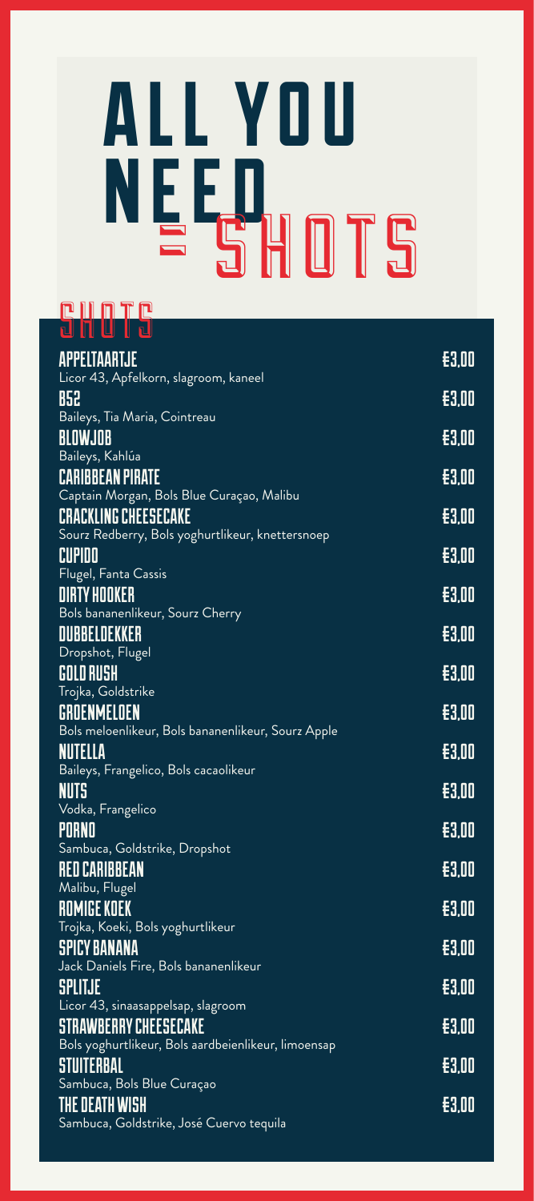# ALL YOU NEED = SHOTS

## SHOTS

**APPELTAARTJE** — €3,00
Licor 43, Apfelkorn, slagroom, kaneel

**B52** — €3,00
Baileys, Tia Maria, Cointreau

**BLOWJOB** — €3,00
Baileys, Kahlúa

**CARIBBEAN PIRATE** — €3,00
Captain Morgan, Bols Blue Curaçao, Malibu

**CRACKLING CHEESECAKE** — €3,00
Sourz Redberry, Bols yoghurtlikeur, knettersnoep

**CUPIDO** — €3,00
Flugel, Fanta Cassis

**DIRTY HOOKER** — €3,00
Bols bananenlikeur, Sourz Cherry

**DUBBELDEKKER** — €3,00
Dropshot, Flugel

**GOLD RUSH** — €3,00
Trojka, Goldstrike

**GROENMELOEN** — €3,00
Bols meloenlikeur, Bols bananenlikeur, Sourz Apple

**NUTELLA** — €3,00
Baileys, Frangelico, Bols cacaolikeur

**NUTS** — €3,00
Vodka, Frangelico

**PORNO** — €3,00
Sambuca, Goldstrike, Dropshot

**RED CARIBBEAN** — €3,00
Malibu, Flugel

**ROMIGE KOEK** — €3,00
Trojka, Koeki, Bols yoghurtlikeur

**SPICY BANANA** — €3,00
Jack Daniels Fire, Bols bananenlikeur

**SPLITJE** — €3,00
Licor 43, sinaasappelsap, slagroom

**STRAWBERRY CHEESECAKE** — €3,00
Bols yoghurtlikeur, Bols aardbeienlikeur, limoensap

**STUITERBAL** — €3,00
Sambuca, Bols Blue Curaçao

**THE DEATH WISH** — €3,00
Sambuca, Goldstrike, José Cuervo tequila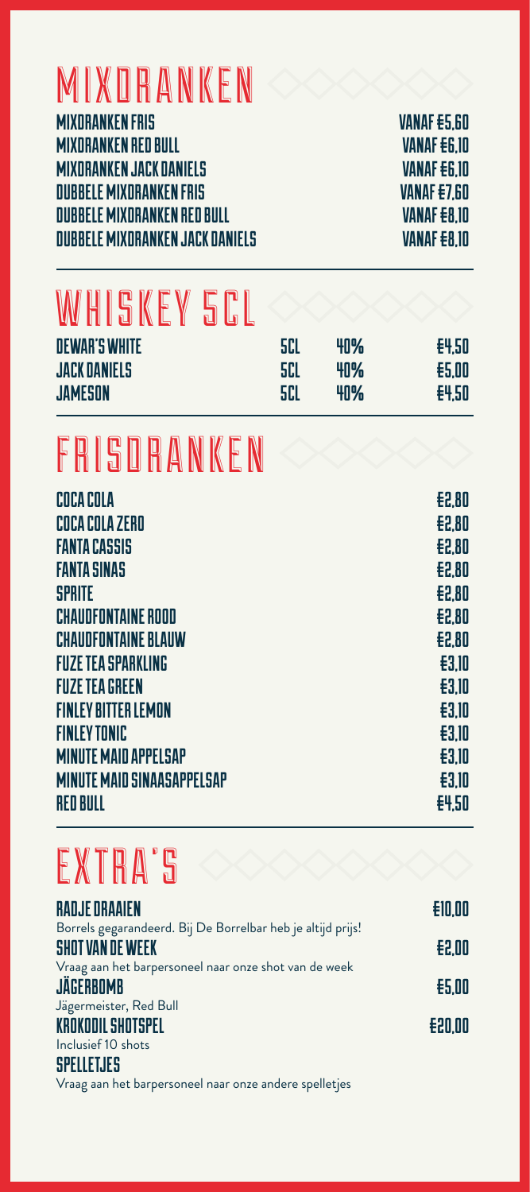# MIXDRANKEN

| | |
|---|---|
| MIXDRANKEN FRIS | VANAF €5,60 |
| MIXDRANKEN RED BULL | VANAF €6,10 |
| MIXDRANKEN JACK DANIELS | VANAF €6,10 |
| DUBBELE MIXDRANKEN FRIS | VANAF €7,60 |
| DUBBELE MIXDRANKEN RED BULL | VANAF €8,10 |
| DUBBELE MIXDRANKEN JACK DANIELS | VANAF €8,10 |

# WHISKEY 5CL

| | | | |
|---|---|---|---|
| DEWAR'S WHITE | 5CL | 40% | €4,50 |
| JACK DANIELS | 5CL | 40% | €5,00 |
| JAMESON | 5CL | 40% | €4,50 |

# FRISDRANKEN

| | |
|---|---|
| COCA COLA | €2,80 |
| COCA COLA ZERO | €2,80 |
| FANTA CASSIS | €2,80 |
| FANTA SINAS | €2,80 |
| SPRITE | €2,80 |
| CHAUDFONTAINE ROOD | €2,80 |
| CHAUDFONTAINE BLAUW | €2,80 |
| FUZE TEA SPARKLING | €3,10 |
| FUZE TEA GREEN | €3,10 |
| FINLEY BITTER LEMON | €3,10 |
| FINLEY TONIC | €3,10 |
| MINUTE MAID APPELSAP | €3,10 |
| MINUTE MAID SINAASAPPELSAP | €3,10 |
| RED BULL | €4,50 |

# EXTRA'S

**RADJE DRAAIEN** — €10,00
Borrels gegarandeerd. Bij De Borrelbar heb je altijd prijs!

**SHOT VAN DE WEEK** — €2,00
Vraag aan het barpersoneel naar onze shot van de week

**JÄGERBOMB** — €5,00
Jägermeister, Red Bull

**KROKODIL SHOTSPEL** — €20,00
Inclusief 10 shots

**SPELLETJES**
Vraag aan het barpersoneel naar onze andere spelletjes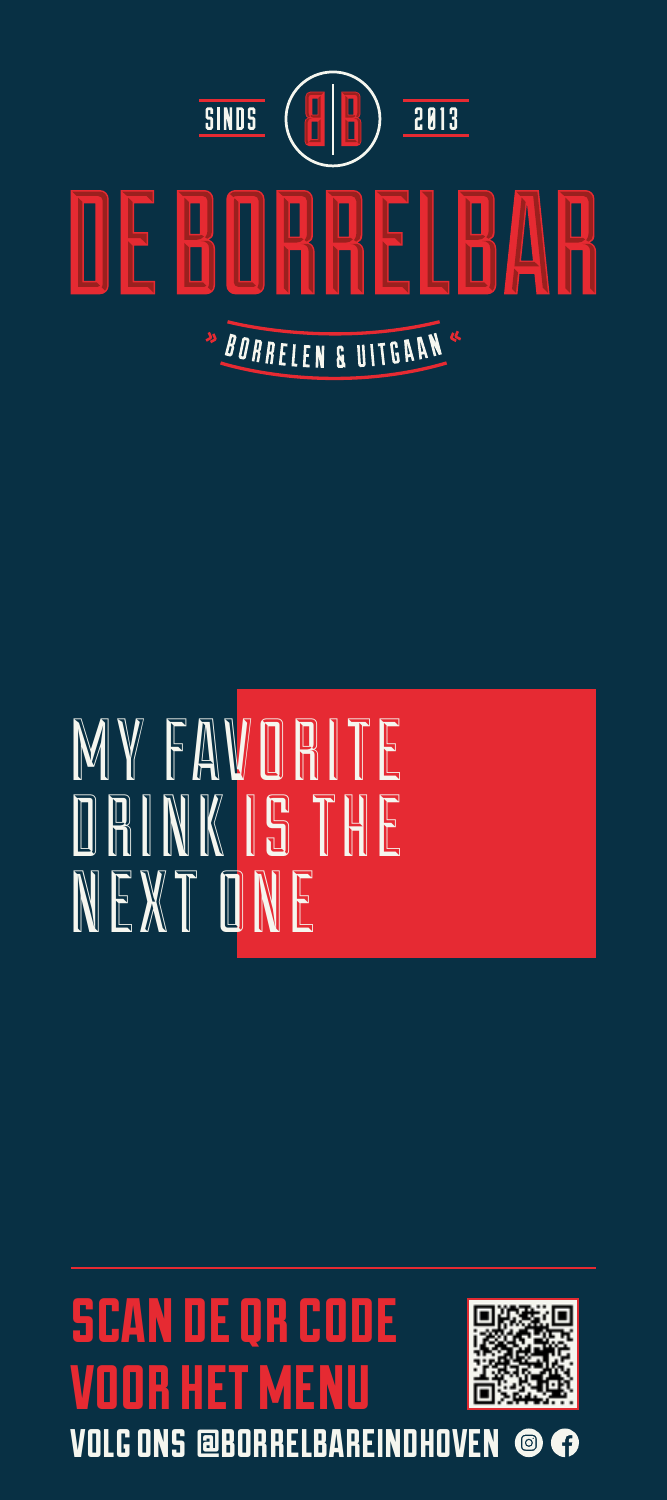SINDS BB 2013

# DE BORRELBAR

» BORRELEN & UITGAAN «

## MY FAVORITE DRINK IS THE NEXT ONE

**SCAN DE QR CODE VOOR HET MENU**

**VOLG ONS @BORRELBAREINDHOVEN**